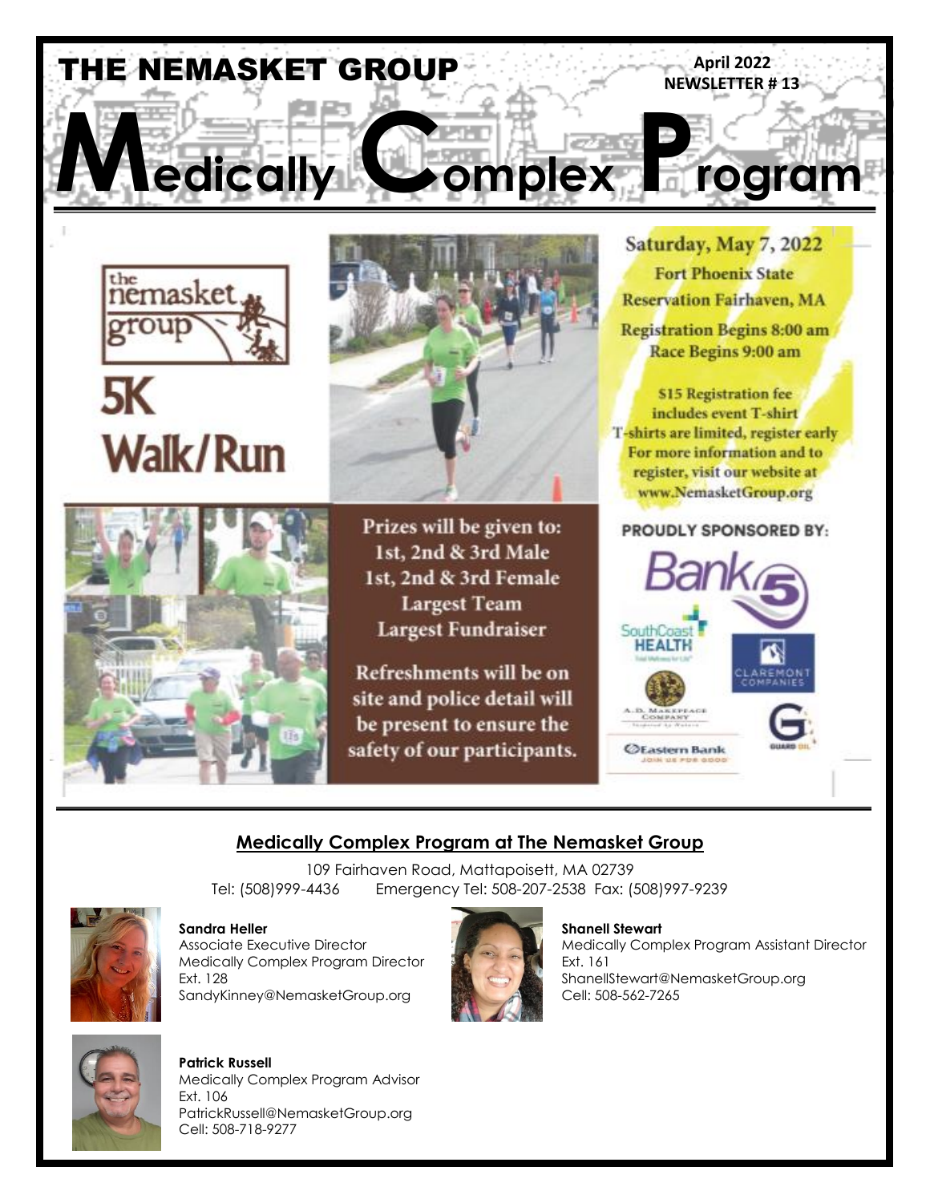# THE NEMASKET GROUP

April 2022
NEWSLETTER # 13

# Medically Complex Program

the nemasket group

## 5K Walk/Run

**Saturday, May 7, 2022**

Fort Phoenix State Reservation Fairhaven, MA

Registration Begins 8:00 am
Race Begins 9:00 am

$15 Registration fee includes event T-shirt
T-shirts are limited, register early
For more information and to register, visit our website at www.NemasketGroup.org

Prizes will be given to:
1st, 2nd & 3rd Male
1st, 2nd & 3rd Female
Largest Team
Largest Fundraiser

Refreshments will be on site and police detail will be present to ensure the safety of our participants.

**PROUDLY SPONSORED BY:**

Bank 5
SouthCoast HEALTH
Claremont Companies
A.D. Makepeace Company
Guard Oil
Eastern Bank

## Medically Complex Program at The Nemasket Group

109 Fairhaven Road, Mattapoisett, MA 02739
Tel: (508)999-4436 Emergency Tel: 508-207-2538 Fax: (508)997-9239

**Sandra Heller**
Associate Executive Director
Medically Complex Program Director
Ext. 128
SandyKinney@NemasketGroup.org

**Shanell Stewart**
Medically Complex Program Assistant Director
Ext. 161
ShanellStewart@NemasketGroup.org
Cell: 508-562-7265

**Patrick Russell**
Medically Complex Program Advisor
Ext. 106
PatrickRussell@NemasketGroup.org
Cell: 508-718-9277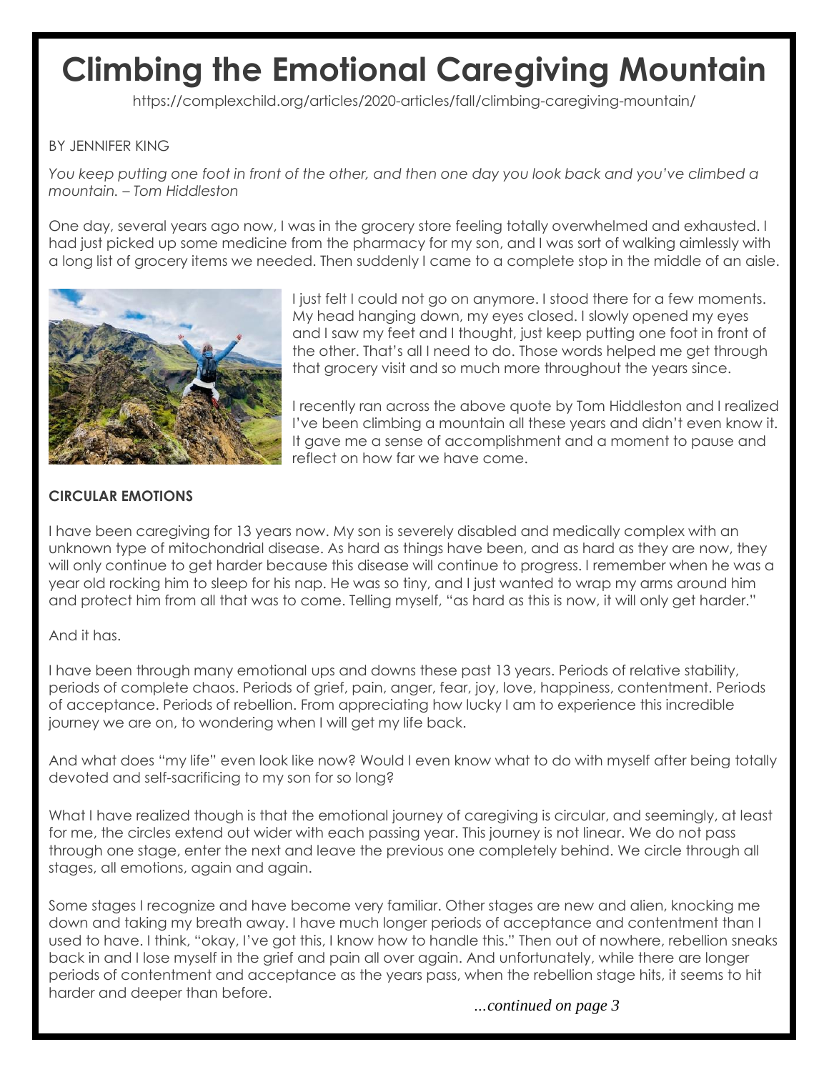# Climbing the Emotional Caregiving Mountain

https://complexchild.org/articles/2020-articles/fall/climbing-caregiving-mountain/

BY JENNIFER KING

*You keep putting one foot in front of the other, and then one day you look back and you've climbed a mountain. – Tom Hiddleston*

One day, several years ago now, I was in the grocery store feeling totally overwhelmed and exhausted. I had just picked up some medicine from the pharmacy for my son, and I was sort of walking aimlessly with a long list of grocery items we needed. Then suddenly I came to a complete stop in the middle of an aisle.

I just felt I could not go on anymore. I stood there for a few moments. My head hanging down, my eyes closed. I slowly opened my eyes and I saw my feet and I thought, just keep putting one foot in front of the other. That's all I need to do. Those words helped me get through that grocery visit and so much more throughout the years since.

I recently ran across the above quote by Tom Hiddleston and I realized I've been climbing a mountain all these years and didn't even know it. It gave me a sense of accomplishment and a moment to pause and reflect on how far we have come.

**CIRCULAR EMOTIONS**

I have been caregiving for 13 years now. My son is severely disabled and medically complex with an unknown type of mitochondrial disease. As hard as things have been, and as hard as they are now, they will only continue to get harder because this disease will continue to progress. I remember when he was a year old rocking him to sleep for his nap. He was so tiny, and I just wanted to wrap my arms around him and protect him from all that was to come. Telling myself, "as hard as this is now, it will only get harder."

And it has.

I have been through many emotional ups and downs these past 13 years. Periods of relative stability, periods of complete chaos. Periods of grief, pain, anger, fear, joy, love, happiness, contentment. Periods of acceptance. Periods of rebellion. From appreciating how lucky I am to experience this incredible journey we are on, to wondering when I will get my life back.

And what does "my life" even look like now? Would I even know what to do with myself after being totally devoted and self-sacrificing to my son for so long?

What I have realized though is that the emotional journey of caregiving is circular, and seemingly, at least for me, the circles extend out wider with each passing year. This journey is not linear. We do not pass through one stage, enter the next and leave the previous one completely behind. We circle through all stages, all emotions, again and again.

Some stages I recognize and have become very familiar. Other stages are new and alien, knocking me down and taking my breath away. I have much longer periods of acceptance and contentment than I used to have. I think, "okay, I've got this, I know how to handle this." Then out of nowhere, rebellion sneaks back in and I lose myself in the grief and pain all over again. And unfortunately, while there are longer periods of contentment and acceptance as the years pass, when the rebellion stage hits, it seems to hit harder and deeper than before.

*...continued on page 3*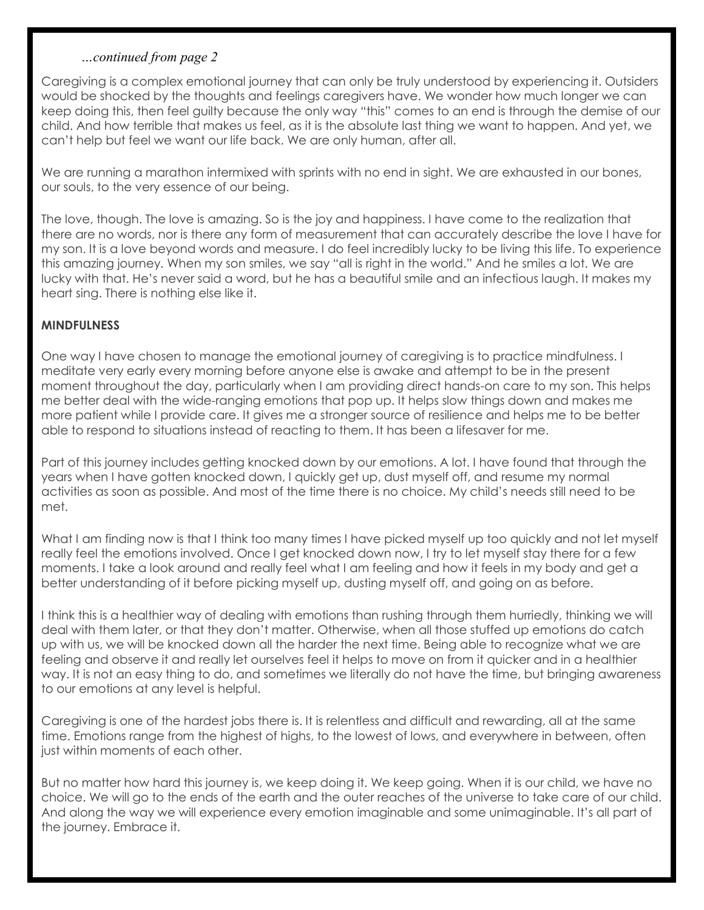*...continued from page 2*

Caregiving is a complex emotional journey that can only be truly understood by experiencing it. Outsiders would be shocked by the thoughts and feelings caregivers have. We wonder how much longer we can keep doing this, then feel guilty because the only way "this" comes to an end is through the demise of our child. And how terrible that makes us feel, as it is the absolute last thing we want to happen. And yet, we can't help but feel we want our life back. We are only human, after all.

We are running a marathon intermixed with sprints with no end in sight. We are exhausted in our bones, our souls, to the very essence of our being.

The love, though. The love is amazing. So is the joy and happiness. I have come to the realization that there are no words, nor is there any form of measurement that can accurately describe the love I have for my son. It is a love beyond words and measure. I do feel incredibly lucky to be living this life. To experience this amazing journey. When my son smiles, we say "all is right in the world." And he smiles a lot. We are lucky with that. He's never said a word, but he has a beautiful smile and an infectious laugh. It makes my heart sing. There is nothing else like it.

**MINDFULNESS**

One way I have chosen to manage the emotional journey of caregiving is to practice mindfulness. I meditate very early every morning before anyone else is awake and attempt to be in the present moment throughout the day, particularly when I am providing direct hands-on care to my son. This helps me better deal with the wide-ranging emotions that pop up. It helps slow things down and makes me more patient while I provide care. It gives me a stronger source of resilience and helps me to be better able to respond to situations instead of reacting to them. It has been a lifesaver for me.

Part of this journey includes getting knocked down by our emotions. A lot. I have found that through the years when I have gotten knocked down, I quickly get up, dust myself off, and resume my normal activities as soon as possible. And most of the time there is no choice. My child's needs still need to be met.

What I am finding now is that I think too many times I have picked myself up too quickly and not let myself really feel the emotions involved. Once I get knocked down now, I try to let myself stay there for a few moments. I take a look around and really feel what I am feeling and how it feels in my body and get a better understanding of it before picking myself up, dusting myself off, and going on as before.

I think this is a healthier way of dealing with emotions than rushing through them hurriedly, thinking we will deal with them later, or that they don't matter. Otherwise, when all those stuffed up emotions do catch up with us, we will be knocked down all the harder the next time. Being able to recognize what we are feeling and observe it and really let ourselves feel it helps to move on from it quicker and in a healthier way. It is not an easy thing to do, and sometimes we literally do not have the time, but bringing awareness to our emotions at any level is helpful.

Caregiving is one of the hardest jobs there is. It is relentless and difficult and rewarding, all at the same time. Emotions range from the highest of highs, to the lowest of lows, and everywhere in between, often just within moments of each other.

But no matter how hard this journey is, we keep doing it. We keep going. When it is our child, we have no choice. We will go to the ends of the earth and the outer reaches of the universe to take care of our child. And along the way we will experience every emotion imaginable and some unimaginable. It's all part of the journey. Embrace it.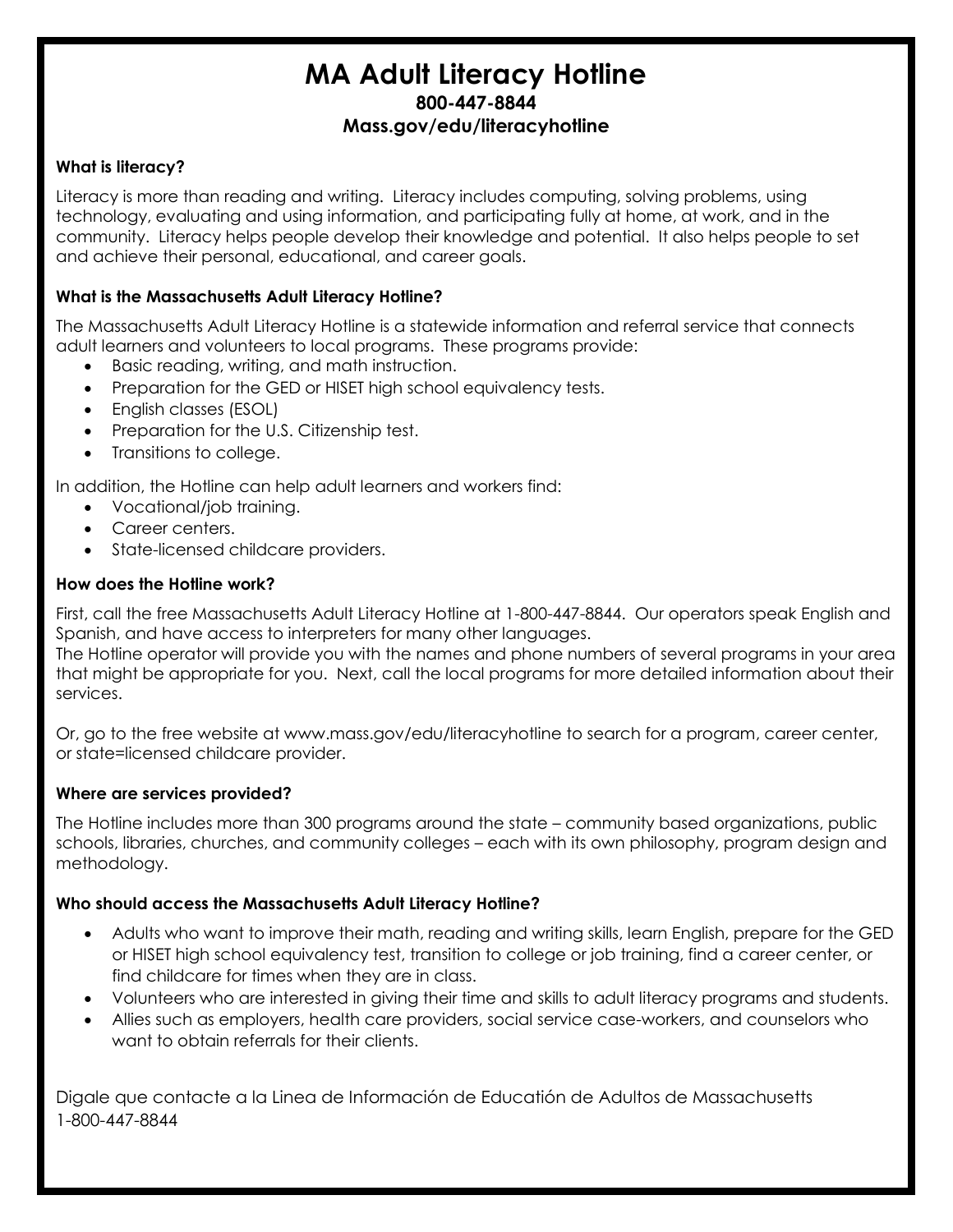# MA Adult Literacy Hotline

**800-447-8844**

**Mass.gov/edu/literacyhotline**

**What is literacy?**

Literacy is more than reading and writing. Literacy includes computing, solving problems, using technology, evaluating and using information, and participating fully at home, at work, and in the community. Literacy helps people develop their knowledge and potential. It also helps people to set and achieve their personal, educational, and career goals.

**What is the Massachusetts Adult Literacy Hotline?**

The Massachusetts Adult Literacy Hotline is a statewide information and referral service that connects adult learners and volunteers to local programs. These programs provide:

- Basic reading, writing, and math instruction.
- Preparation for the GED or HISET high school equivalency tests.
- English classes (ESOL)
- Preparation for the U.S. Citizenship test.
- Transitions to college.

In addition, the Hotline can help adult learners and workers find:

- Vocational/job training.
- Career centers.
- State-licensed childcare providers.

**How does the Hotline work?**

First, call the free Massachusetts Adult Literacy Hotline at 1-800-447-8844. Our operators speak English and Spanish, and have access to interpreters for many other languages.
The Hotline operator will provide you with the names and phone numbers of several programs in your area that might be appropriate for you. Next, call the local programs for more detailed information about their services.

Or, go to the free website at www.mass.gov/edu/literacyhotline to search for a program, career center, or state=licensed childcare provider.

**Where are services provided?**

The Hotline includes more than 300 programs around the state – community based organizations, public schools, libraries, churches, and community colleges – each with its own philosophy, program design and methodology.

**Who should access the Massachusetts Adult Literacy Hotline?**

- Adults who want to improve their math, reading and writing skills, learn English, prepare for the GED or HISET high school equivalency test, transition to college or job training, find a career center, or find childcare for times when they are in class.
- Volunteers who are interested in giving their time and skills to adult literacy programs and students.
- Allies such as employers, health care providers, social service case-workers, and counselors who want to obtain referrals for their clients.

Digale que contacte a la Linea de Información de Educatión de Adultos de Massachusetts
1-800-447-8844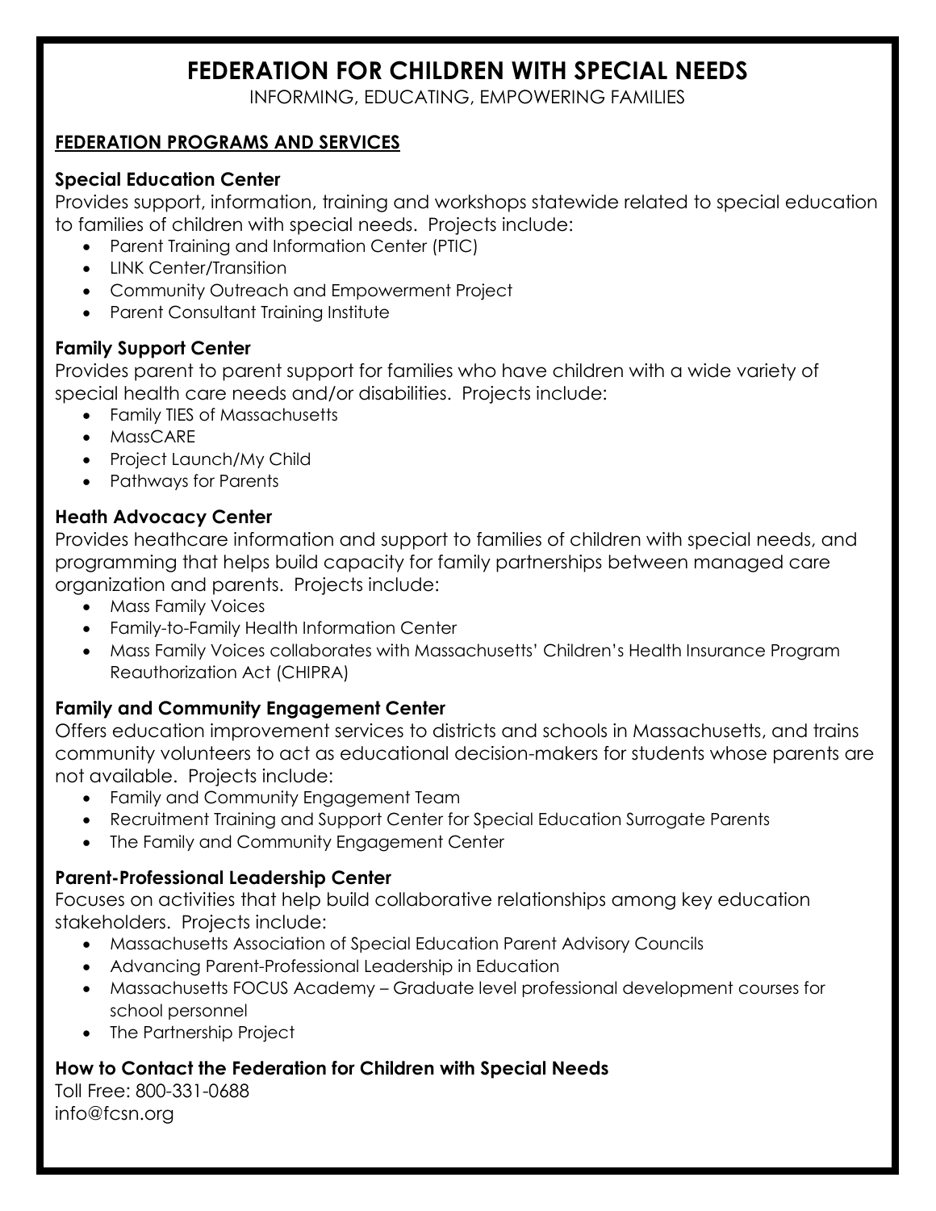# FEDERATION FOR CHILDREN WITH SPECIAL NEEDS

INFORMING, EDUCATING, EMPOWERING FAMILIES

## FEDERATION PROGRAMS AND SERVICES

### Special Education Center

Provides support, information, training and workshops statewide related to special education to families of children with special needs. Projects include:

- Parent Training and Information Center (PTIC)
- LINK Center/Transition
- Community Outreach and Empowerment Project
- Parent Consultant Training Institute

### Family Support Center

Provides parent to parent support for families who have children with a wide variety of special health care needs and/or disabilities. Projects include:

- Family TIES of Massachusetts
- MassCARE
- Project Launch/My Child
- Pathways for Parents

### Heath Advocacy Center

Provides heathcare information and support to families of children with special needs, and programming that helps build capacity for family partnerships between managed care organization and parents. Projects include:

- Mass Family Voices
- Family-to-Family Health Information Center
- Mass Family Voices collaborates with Massachusetts' Children's Health Insurance Program Reauthorization Act (CHIPRA)

### Family and Community Engagement Center

Offers education improvement services to districts and schools in Massachusetts, and trains community volunteers to act as educational decision-makers for students whose parents are not available. Projects include:

- Family and Community Engagement Team
- Recruitment Training and Support Center for Special Education Surrogate Parents
- The Family and Community Engagement Center

### Parent-Professional Leadership Center

Focuses on activities that help build collaborative relationships among key education stakeholders. Projects include:

- Massachusetts Association of Special Education Parent Advisory Councils
- Advancing Parent-Professional Leadership in Education
- Massachusetts FOCUS Academy – Graduate level professional development courses for school personnel
- The Partnership Project

### How to Contact the Federation for Children with Special Needs

Toll Free: 800-331-0688
info@fcsn.org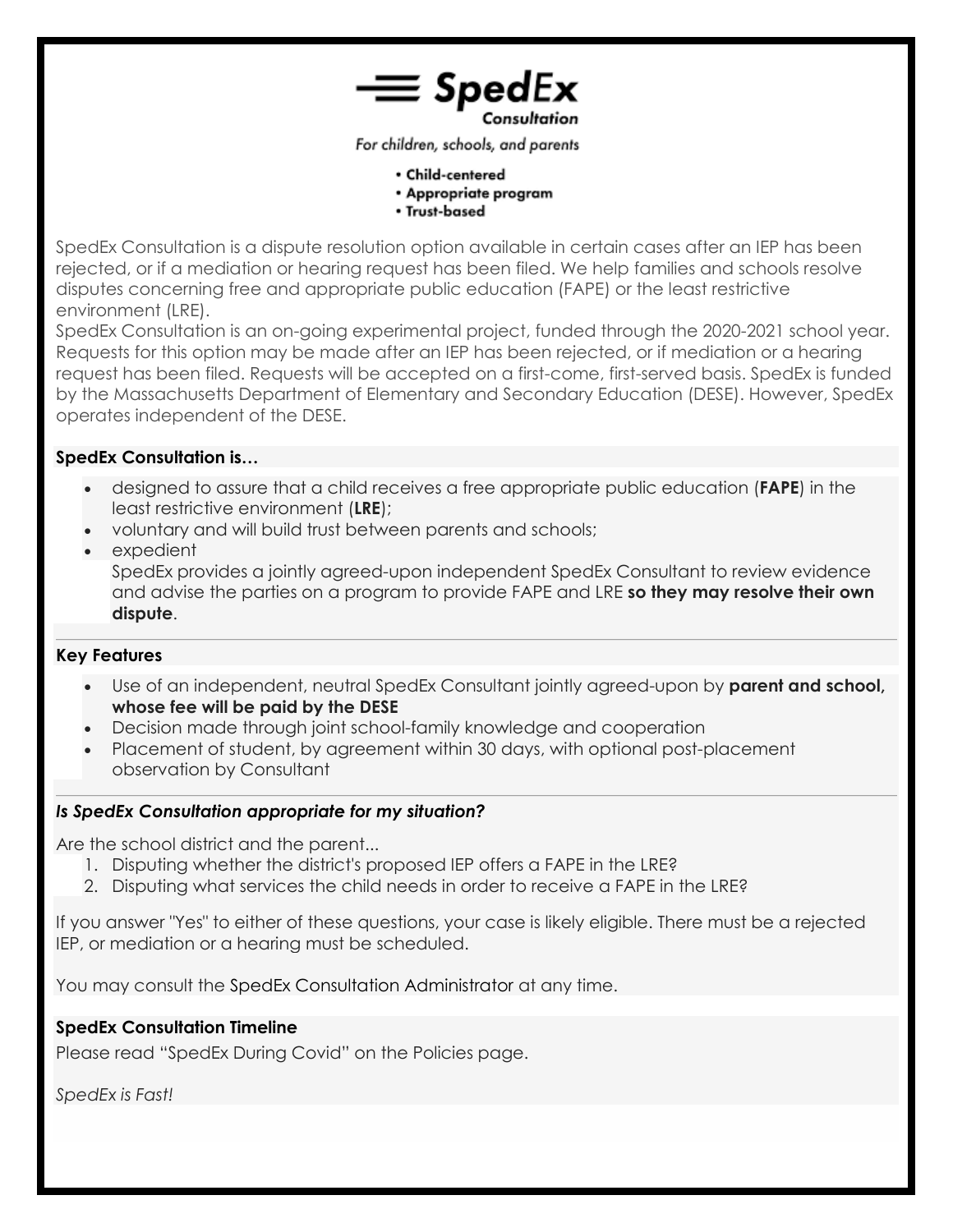# SpedEx

Consultation

*For children, schools, and parents*

- **Child-centered**
- **Appropriate program**
- **Trust-based**

SpedEx Consultation is a dispute resolution option available in certain cases after an IEP has been rejected, or if a mediation or hearing request has been filed. We help families and schools resolve disputes concerning free and appropriate public education (FAPE) or the least restrictive environment (LRE).

SpedEx Consultation is an on-going experimental project, funded through the 2020-2021 school year. Requests for this option may be made after an IEP has been rejected, or if mediation or a hearing request has been filed. Requests will be accepted on a first-come, first-served basis. SpedEx is funded by the Massachusetts Department of Elementary and Secondary Education (DESE). However, SpedEx operates independent of the DESE.

**SpedEx Consultation is…**

- designed to assure that a child receives a free appropriate public education (**FAPE**) in the least restrictive environment (**LRE**);
- voluntary and will build trust between parents and schools;
- expedient

  SpedEx provides a jointly agreed-upon independent SpedEx Consultant to review evidence and advise the parties on a program to provide FAPE and LRE **so they may resolve their own dispute**.

**Key Features**

- Use of an independent, neutral SpedEx Consultant jointly agreed-upon by **parent and school, whose fee will be paid by the DESE**
- Decision made through joint school-family knowledge and cooperation
- Placement of student, by agreement within 30 days, with optional post-placement observation by Consultant

***Is SpedEx Consultation appropriate for my situation?***

Are the school district and the parent...

1. Disputing whether the district's proposed IEP offers a FAPE in the LRE?
2. Disputing what services the child needs in order to receive a FAPE in the LRE?

If you answer "Yes" to either of these questions, your case is likely eligible. There must be a rejected IEP, or mediation or a hearing must be scheduled.

You may consult the SpedEx Consultation Administrator at any time.

**SpedEx Consultation Timeline**

Please read "SpedEx During Covid" on the Policies page.

*SpedEx is Fast!*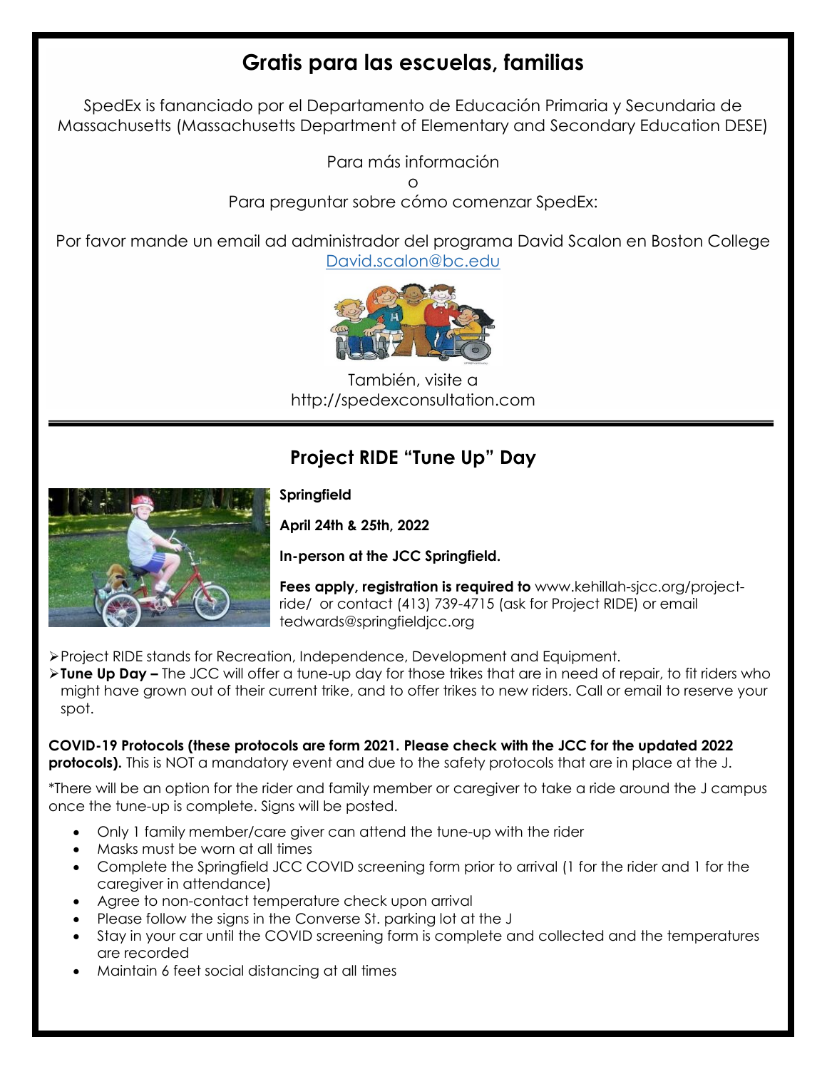## Gratis para las escuelas, familias

SpedEx is fananciado por el Departamento de Educación Primaria y Secundaria de Massachusetts (Massachusetts Department of Elementary and Secondary Education DESE)

Para más información

o

Para preguntar sobre cómo comenzar SpedEx:

Por favor mande un email ad administrador del programa David Scalon en Boston College David.scalon@bc.edu

También, visite a http://spedexconsultation.com

---

## Project RIDE "Tune Up" Day

**Springfield**

**April 24th & 25th, 2022**

**In-person at the JCC Springfield.**

**Fees apply, registration is required to** www.kehillah-sjcc.org/project-ride/ or contact (413) 739-4715 (ask for Project RIDE) or email tedwards@springfieldjcc.org

- Project RIDE stands for Recreation, Independence, Development and Equipment.
- **Tune Up Day –** The JCC will offer a tune-up day for those trikes that are in need of repair, to fit riders who might have grown out of their current trike, and to offer trikes to new riders. Call or email to reserve your spot.

**COVID-19 Protocols (these protocols are form 2021. Please check with the JCC for the updated 2022 protocols).** This is NOT a mandatory event and due to the safety protocols that are in place at the J.

*There will be an option for the rider and family member or caregiver to take a ride around the J campus once the tune-up is complete. Signs will be posted.

- Only 1 family member/care giver can attend the tune-up with the rider
- Masks must be worn at all times
- Complete the Springfield JCC COVID screening form prior to arrival (1 for the rider and 1 for the caregiver in attendance)
- Agree to non-contact temperature check upon arrival
- Please follow the signs in the Converse St. parking lot at the J
- Stay in your car until the COVID screening form is complete and collected and the temperatures are recorded
- Maintain 6 feet social distancing at all times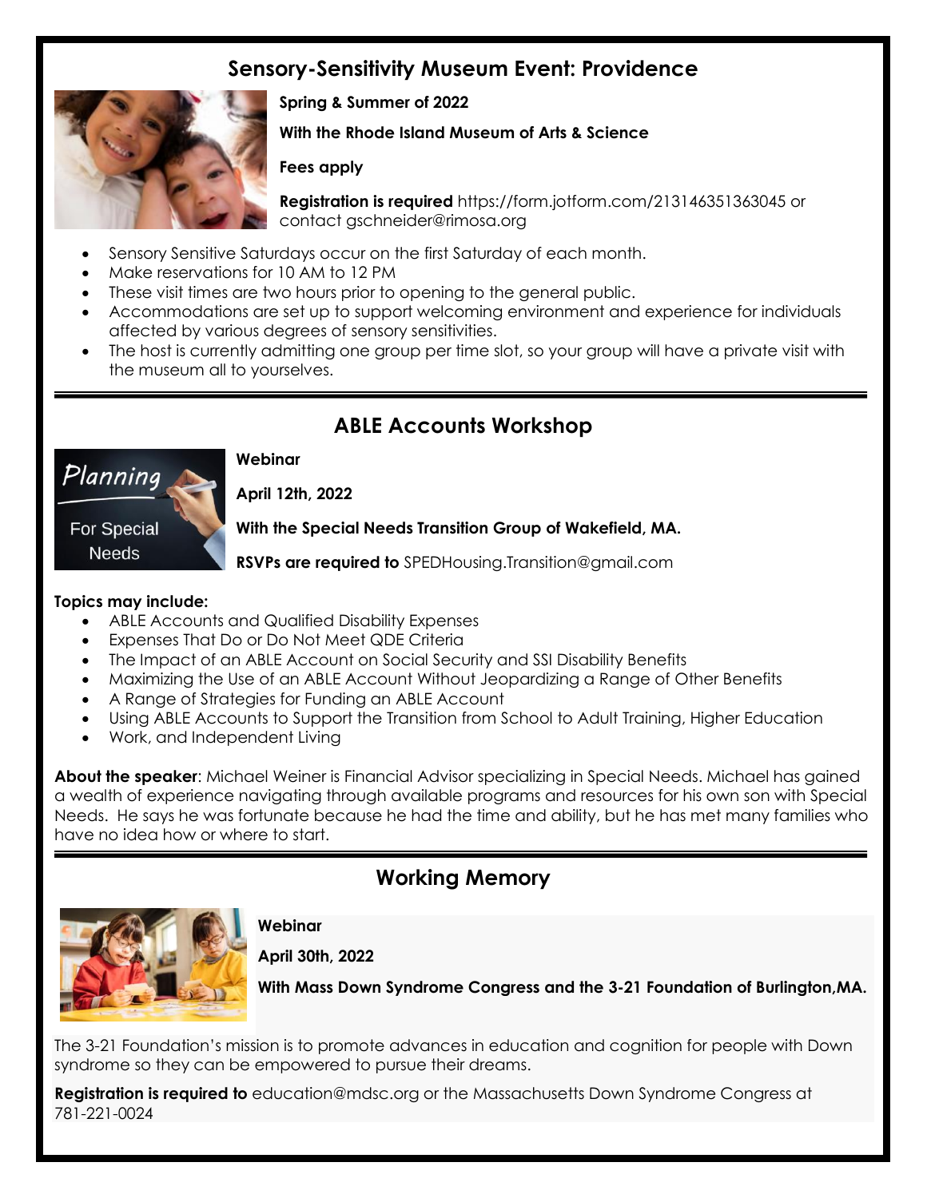## Sensory-Sensitivity Museum Event: Providence

**Spring & Summer of 2022**

**With the Rhode Island Museum of Arts & Science**

**Fees apply**

**Registration is required** https://form.jotform.com/213146351363045 or contact gschneider@rimosa.org

- Sensory Sensitive Saturdays occur on the first Saturday of each month.
- Make reservations for 10 AM to 12 PM
- These visit times are two hours prior to opening to the general public.
- Accommodations are set up to support welcoming environment and experience for individuals affected by various degrees of sensory sensitivities.
- The host is currently admitting one group per time slot, so your group will have a private visit with the museum all to yourselves.

---

## ABLE Accounts Workshop

**Webinar**

**April 12th, 2022**

**With the Special Needs Transition Group of Wakefield, MA.**

**RSVPs are required to** SPEDHousing.Transition@gmail.com

**Topics may include:**

- ABLE Accounts and Qualified Disability Expenses
- Expenses That Do or Do Not Meet QDE Criteria
- The Impact of an ABLE Account on Social Security and SSI Disability Benefits
- Maximizing the Use of an ABLE Account Without Jeopardizing a Range of Other Benefits
- A Range of Strategies for Funding an ABLE Account
- Using ABLE Accounts to Support the Transition from School to Adult Training, Higher Education
- Work, and Independent Living

**About the speaker**: Michael Weiner is Financial Advisor specializing in Special Needs. Michael has gained a wealth of experience navigating through available programs and resources for his own son with Special Needs. He says he was fortunate because he had the time and ability, but he has met many families who have no idea how or where to start.

---

## Working Memory

**Webinar**

**April 30th, 2022**

**With Mass Down Syndrome Congress and the 3-21 Foundation of Burlington,MA.**

The 3-21 Foundation's mission is to promote advances in education and cognition for people with Down syndrome so they can be empowered to pursue their dreams.

**Registration is required to** education@mdsc.org or the Massachusetts Down Syndrome Congress at 781-221-0024